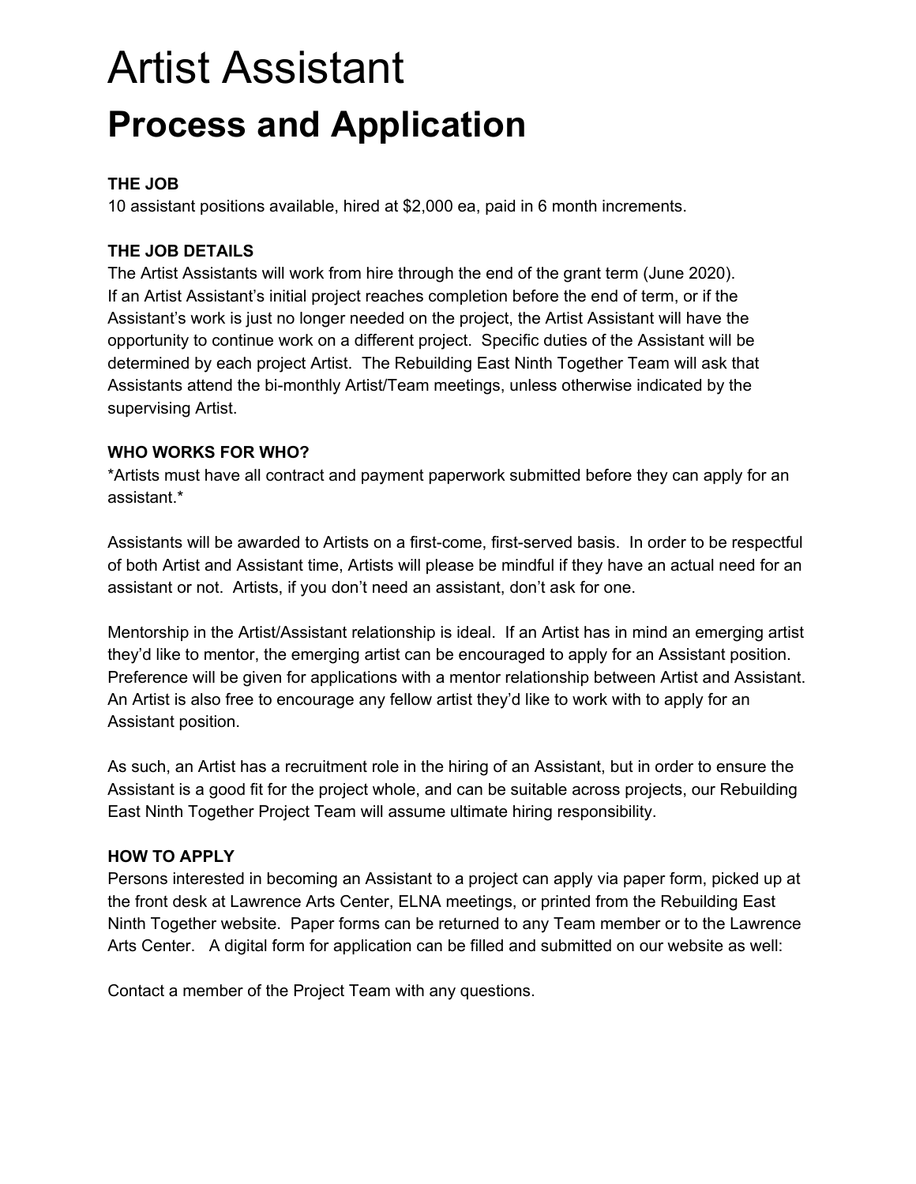# Artist Assistant

## Process and Application

**THE JOB**

10 assistant positions available, hired at $2,000 ea, paid in 6 month increments.

**THE JOB DETAILS**

The Artist Assistants will work from hire through the end of the grant term (June 2020). If an Artist Assistant's initial project reaches completion before the end of term, or if the Assistant's work is just no longer needed on the project, the Artist Assistant will have the opportunity to continue work on a different project. Specific duties of the Assistant will be determined by each project Artist. The Rebuilding East Ninth Together Team will ask that Assistants attend the bi-monthly Artist/Team meetings, unless otherwise indicated by the supervising Artist.

**WHO WORKS FOR WHO?**

*Artists must have all contract and payment paperwork submitted before they can apply for an assistant.*

Assistants will be awarded to Artists on a first-come, first-served basis. In order to be respectful of both Artist and Assistant time, Artists will please be mindful if they have an actual need for an assistant or not. Artists, if you don't need an assistant, don't ask for one.

Mentorship in the Artist/Assistant relationship is ideal. If an Artist has in mind an emerging artist they'd like to mentor, the emerging artist can be encouraged to apply for an Assistant position. Preference will be given for applications with a mentor relationship between Artist and Assistant. An Artist is also free to encourage any fellow artist they'd like to work with to apply for an Assistant position.

As such, an Artist has a recruitment role in the hiring of an Assistant, but in order to ensure the Assistant is a good fit for the project whole, and can be suitable across projects, our Rebuilding East Ninth Together Project Team will assume ultimate hiring responsibility.

**HOW TO APPLY**

Persons interested in becoming an Assistant to a project can apply via paper form, picked up at the front desk at Lawrence Arts Center, ELNA meetings, or printed from the Rebuilding East Ninth Together website. Paper forms can be returned to any Team member or to the Lawrence Arts Center. A digital form for application can be filled and submitted on our website as well:

Contact a member of the Project Team with any questions.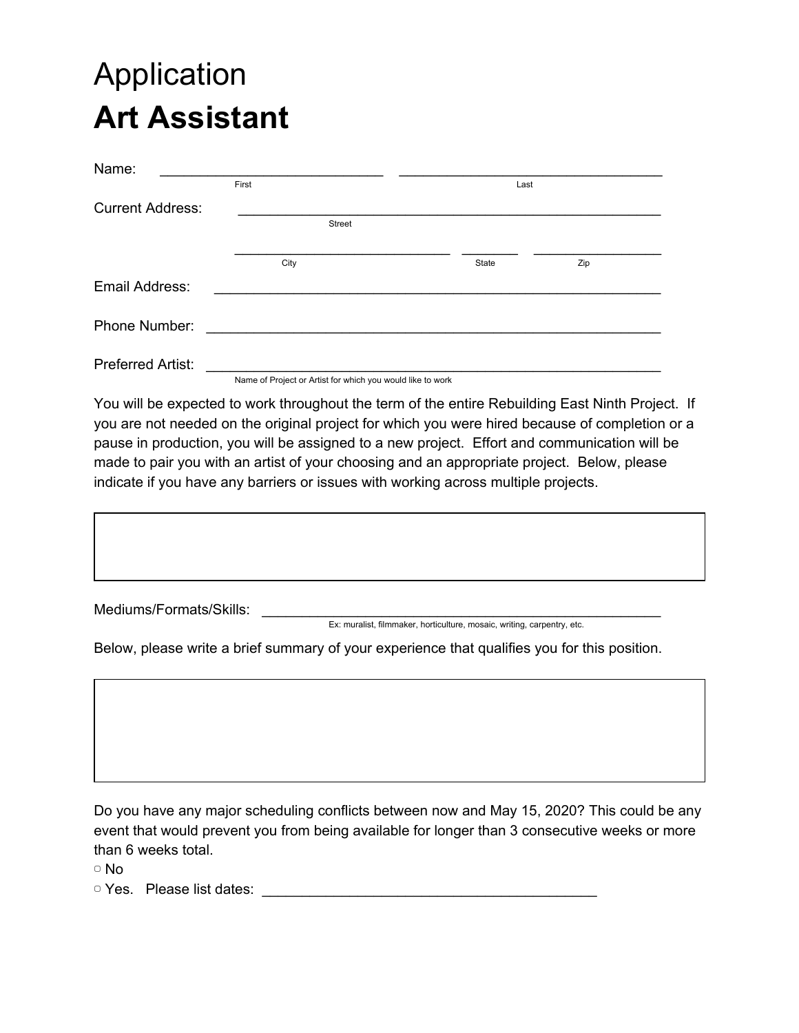# Application

# **Art Assistant**

Name: ______________________________ ___________________________________
First Last

Current Address: ________________________________________________________
Street

_____________________________ _______ _________________
City State Zip

Email Address: ___________________________________________________________

Phone Number: ____________________________________________________________

Preferred Artist: __________________________________________________________
Name of Project or Artist for which you would like to work

You will be expected to work throughout the term of the entire Rebuilding East Ninth Project. If you are not needed on the original project for which you were hired because of completion or a pause in production, you will be assigned to a new project. Effort and communication will be made to pair you with an artist of your choosing and an appropriate project. Below, please indicate if you have any barriers or issues with working across multiple projects.

| |
|---|
| |

Mediums/Formats/Skills: _____________________________________________________
Ex: muralist, filmmaker, horticulture, mosaic, writing, carpentry, etc.

Below, please write a brief summary of your experience that qualifies you for this position.

| |
|---|
| |

Do you have any major scheduling conflicts between now and May 15, 2020? This could be any event that would prevent you from being available for longer than 3 consecutive weeks or more than 6 weeks total.

▢ No

▢ Yes. Please list dates: ____________________________________________